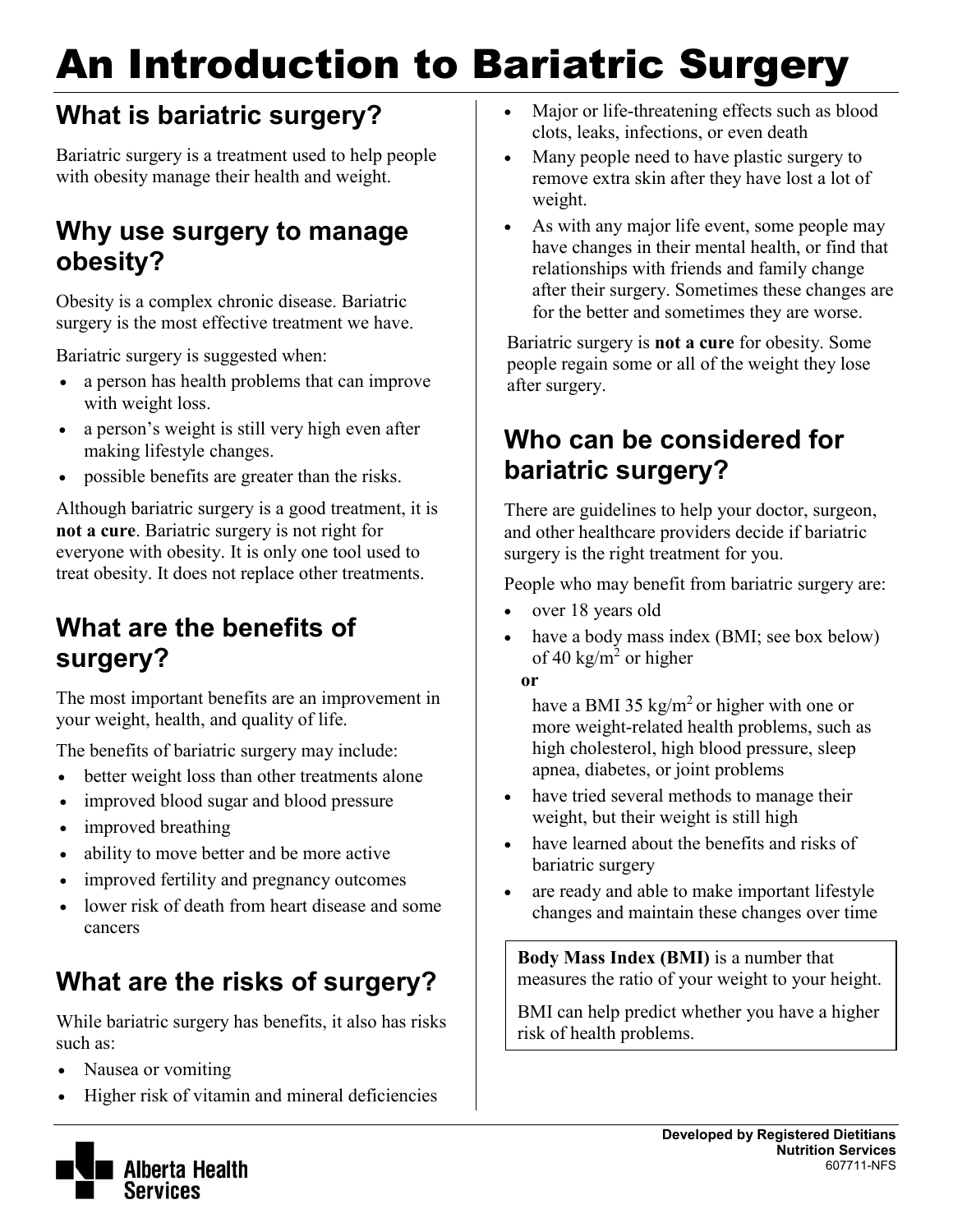# An Introduction to Bariatric Surgery

## What is bariatric surgery?

Bariatric surgery is a treatment used to help people with obesity manage their health and weight.

## Why use surgery to manage obesity?

Obesity is a complex chronic disease. Bariatric surgery is the most effective treatment we have.

Bariatric surgery is suggested when:

- a person has health problems that can improve with weight loss.
- a person's weight is still very high even after making lifestyle changes.
- possible benefits are greater than the risks.

Although bariatric surgery is a good treatment, it is **not a cure**. Bariatric surgery is not right for everyone with obesity. It is only one tool used to treat obesity. It does not replace other treatments.

## What are the benefits of surgery?

The most important benefits are an improvement in your weight, health, and quality of life.

The benefits of bariatric surgery may include:

- better weight loss than other treatments alone
- improved blood sugar and blood pressure
- improved breathing
- ability to move better and be more active
- improved fertility and pregnancy outcomes
- lower risk of death from heart disease and some cancers

## What are the risks of surgery?

While bariatric surgery has benefits, it also has risks such as:

- Nausea or vomiting
- Higher risk of vitamin and mineral deficiencies
- Major or life-threatening effects such as blood clots, leaks, infections, or even death
- Many people need to have plastic surgery to remove extra skin after they have lost a lot of weight.
- As with any major life event, some people may have changes in their mental health, or find that relationships with friends and family change after their surgery. Sometimes these changes are for the better and sometimes they are worse.

Bariatric surgery is **not a cure** for obesity. Some people regain some or all of the weight they lose after surgery.

## Who can be considered for bariatric surgery?

There are guidelines to help your doctor, surgeon, and other healthcare providers decide if bariatric surgery is the right treatment for you.

People who may benefit from bariatric surgery are:

- over 18 years old
- have a body mass index (BMI; see box below) of 40 $kg/m^2$ or higher

  **or**

  have a BMI 35 $kg/m^2$ or higher with one or more weight-related health problems, such as high cholesterol, high blood pressure, sleep apnea, diabetes, or joint problems
- have tried several methods to manage their weight, but their weight is still high
- have learned about the benefits and risks of bariatric surgery
- are ready and able to make important lifestyle changes and maintain these changes over time

> **Body Mass Index (BMI)** is a number that measures the ratio of your weight to your height.
>
> BMI can help predict whether you have a higher risk of health problems.

Alberta Health Services

**Developed by Registered Dietitians**
**Nutrition Services**
607711-NFS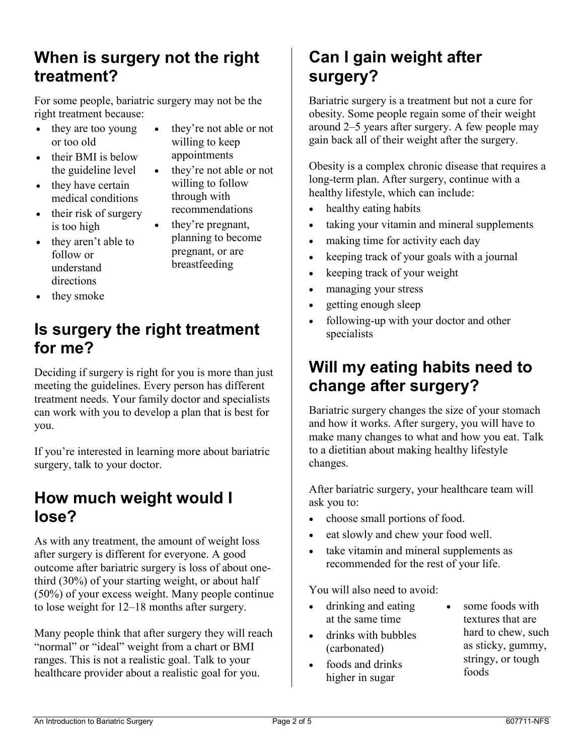## When is surgery not the right treatment?

For some people, bariatric surgery may not be the right treatment because:

- they are too young or too old
- their BMI is below the guideline level
- they have certain medical conditions
- their risk of surgery is too high
- they aren't able to follow or understand directions
- they smoke
- they're not able or not willing to keep appointments
- they're not able or not willing to follow through with recommendations
- they're pregnant, planning to become pregnant, or are breastfeeding

## Is surgery the right treatment for me?

Deciding if surgery is right for you is more than just meeting the guidelines. Every person has different treatment needs. Your family doctor and specialists can work with you to develop a plan that is best for you.

If you're interested in learning more about bariatric surgery, talk to your doctor.

## How much weight would I lose?

As with any treatment, the amount of weight loss after surgery is different for everyone. A good outcome after bariatric surgery is loss of about one-third (30%) of your starting weight, or about half (50%) of your excess weight. Many people continue to lose weight for 12–18 months after surgery.

Many people think that after surgery they will reach "normal" or "ideal" weight from a chart or BMI ranges. This is not a realistic goal. Talk to your healthcare provider about a realistic goal for you.

## Can I gain weight after surgery?

Bariatric surgery is a treatment but not a cure for obesity. Some people regain some of their weight around 2–5 years after surgery. A few people may gain back all of their weight after the surgery.

Obesity is a complex chronic disease that requires a long-term plan. After surgery, continue with a healthy lifestyle, which can include:

- healthy eating habits
- taking your vitamin and mineral supplements
- making time for activity each day
- keeping track of your goals with a journal
- keeping track of your weight
- managing your stress
- getting enough sleep
- following-up with your doctor and other specialists

## Will my eating habits need to change after surgery?

Bariatric surgery changes the size of your stomach and how it works. After surgery, you will have to make many changes to what and how you eat. Talk to a dietitian about making healthy lifestyle changes.

After bariatric surgery, your healthcare team will ask you to:

- choose small portions of food.
- eat slowly and chew your food well.
- take vitamin and mineral supplements as recommended for the rest of your life.

You will also need to avoid:

- drinking and eating at the same time
- drinks with bubbles (carbonated)
- foods and drinks higher in sugar
- some foods with textures that are hard to chew, such as sticky, gummy, stringy, or tough foods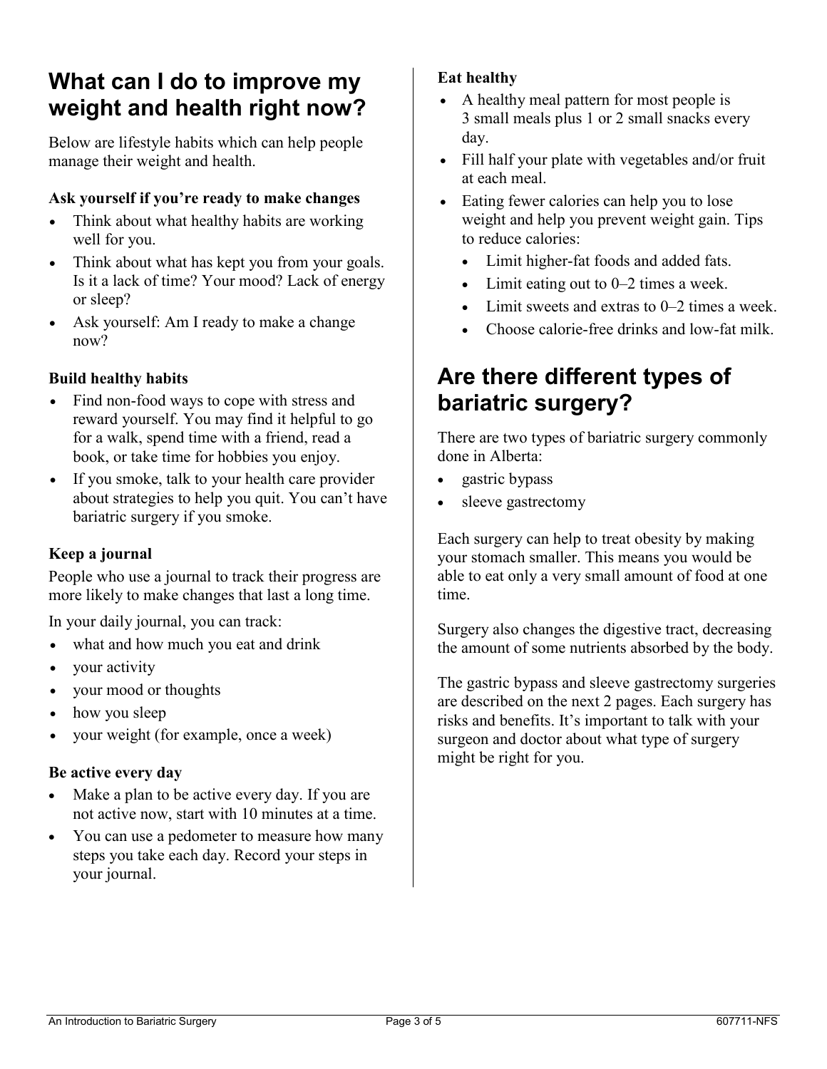## What can I do to improve my weight and health right now?

Below are lifestyle habits which can help people manage their weight and health.

### Ask yourself if you're ready to make changes

- Think about what healthy habits are working well for you.
- Think about what has kept you from your goals. Is it a lack of time? Your mood? Lack of energy or sleep?
- Ask yourself: Am I ready to make a change now?

### Build healthy habits

- Find non-food ways to cope with stress and reward yourself. You may find it helpful to go for a walk, spend time with a friend, read a book, or take time for hobbies you enjoy.
- If you smoke, talk to your health care provider about strategies to help you quit. You can't have bariatric surgery if you smoke.

### Keep a journal

People who use a journal to track their progress are more likely to make changes that last a long time.

In your daily journal, you can track:

- what and how much you eat and drink
- your activity
- your mood or thoughts
- how you sleep
- your weight (for example, once a week)

### Be active every day

- Make a plan to be active every day. If you are not active now, start with 10 minutes at a time.
- You can use a pedometer to measure how many steps you take each day. Record your steps in your journal.

### Eat healthy

- A healthy meal pattern for most people is 3 small meals plus 1 or 2 small snacks every day.
- Fill half your plate with vegetables and/or fruit at each meal.
- Eating fewer calories can help you to lose weight and help you prevent weight gain. Tips to reduce calories:
  - Limit higher-fat foods and added fats.
  - Limit eating out to 0–2 times a week.
  - Limit sweets and extras to 0–2 times a week.
  - Choose calorie-free drinks and low-fat milk.

## Are there different types of bariatric surgery?

There are two types of bariatric surgery commonly done in Alberta:

- gastric bypass
- sleeve gastrectomy

Each surgery can help to treat obesity by making your stomach smaller. This means you would be able to eat only a very small amount of food at one time.

Surgery also changes the digestive tract, decreasing the amount of some nutrients absorbed by the body.

The gastric bypass and sleeve gastrectomy surgeries are described on the next 2 pages. Each surgery has risks and benefits. It's important to talk with your surgeon and doctor about what type of surgery might be right for you.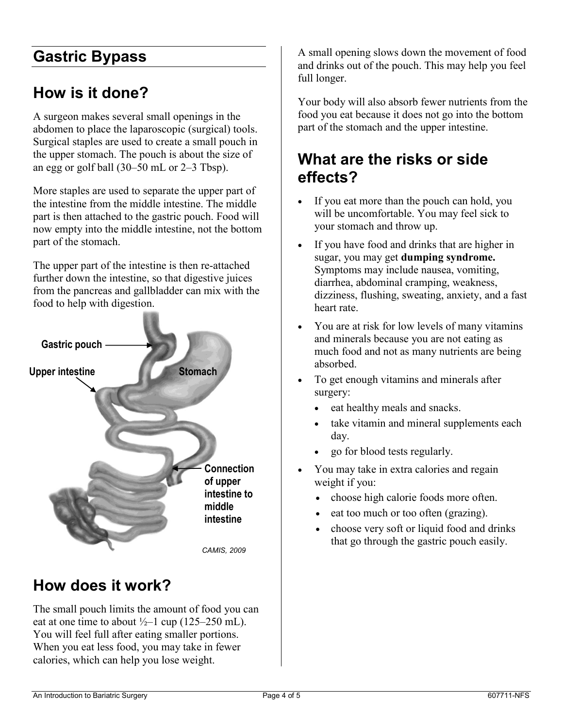## Gastric Bypass

## How is it done?

A surgeon makes several small openings in the abdomen to place the laparoscopic (surgical) tools. Surgical staples are used to create a small pouch in the upper stomach. The pouch is about the size of an egg or golf ball (30–50 mL or 2–3 Tbsp).

More staples are used to separate the upper part of the intestine from the middle intestine. The middle part is then attached to the gastric pouch. Food will now empty into the middle intestine, not the bottom part of the stomach.

The upper part of the intestine is then re-attached further down the intestine, so that digestive juices from the pancreas and gallbladder can mix with the food to help with digestion.

Gastric pouch

Upper intestine

Stomach

Connection of upper intestine to middle intestine

*CAMIS, 2009*

## How does it work?

The small pouch limits the amount of food you can eat at one time to about ½–1 cup (125–250 mL). You will feel full after eating smaller portions. When you eat less food, you may take in fewer calories, which can help you lose weight.

A small opening slows down the movement of food and drinks out of the pouch. This may help you feel full longer.

Your body will also absorb fewer nutrients from the food you eat because it does not go into the bottom part of the stomach and the upper intestine.

## What are the risks or side effects?

- If you eat more than the pouch can hold, you will be uncomfortable. You may feel sick to your stomach and throw up.
- If you have food and drinks that are higher in sugar, you may get **dumping syndrome.** Symptoms may include nausea, vomiting, diarrhea, abdominal cramping, weakness, dizziness, flushing, sweating, anxiety, and a fast heart rate.
- You are at risk for low levels of many vitamins and minerals because you are not eating as much food and not as many nutrients are being absorbed.
- To get enough vitamins and minerals after surgery:
  - eat healthy meals and snacks.
  - take vitamin and mineral supplements each day.
  - go for blood tests regularly.
- You may take in extra calories and regain weight if you:
  - choose high calorie foods more often.
  - eat too much or too often (grazing).
  - choose very soft or liquid food and drinks that go through the gastric pouch easily.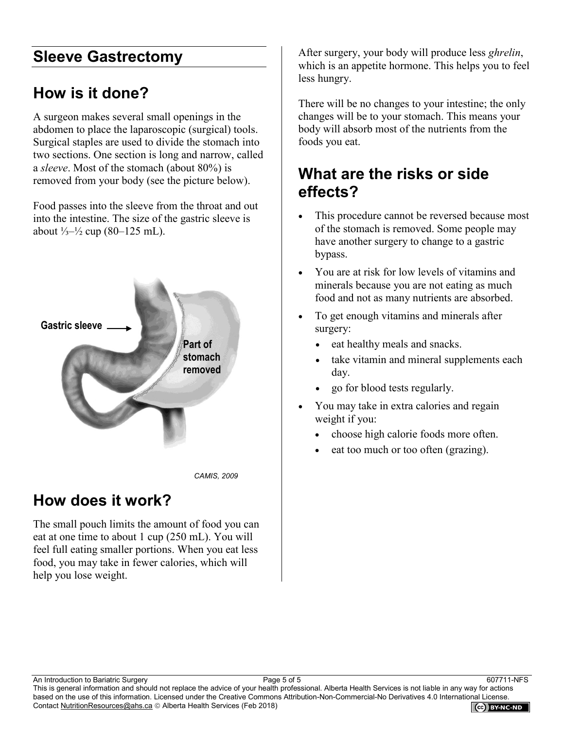# Sleeve Gastrectomy

## How is it done?

A surgeon makes several small openings in the abdomen to place the laparoscopic (surgical) tools. Surgical staples are used to divide the stomach into two sections. One section is long and narrow, called a *sleeve*. Most of the stomach (about 80%) is removed from your body (see the picture below).

Food passes into the sleeve from the throat and out into the intestine. The size of the gastric sleeve is about ⅓–½ cup (80–125 mL).

Gastric sleeve

Part of stomach removed

CAMIS, 2009

## How does it work?

The small pouch limits the amount of food you can eat at one time to about 1 cup (250 mL). You will feel full eating smaller portions. When you eat less food, you may take in fewer calories, which will help you lose weight.

After surgery, your body will produce less *ghrelin*, which is an appetite hormone. This helps you to feel less hungry.

There will be no changes to your intestine; the only changes will be to your stomach. This means your body will absorb most of the nutrients from the foods you eat.

## What are the risks or side effects?

- This procedure cannot be reversed because most of the stomach is removed. Some people may have another surgery to change to a gastric bypass.
- You are at risk for low levels of vitamins and minerals because you are not eating as much food and not as many nutrients are absorbed.
- To get enough vitamins and minerals after surgery:
  - eat healthy meals and snacks.
  - take vitamin and mineral supplements each day.
  - go for blood tests regularly.
- You may take in extra calories and regain weight if you:
  - choose high calorie foods more often.
  - eat too much or too often (grazing).

This is general information and should not replace the advice of your health professional. Alberta Health Services is not liable in any way for actions based on the use of this information. Licensed under the Creative Commons Attribution-Non-Commercial-No Derivatives 4.0 International License. Contact NutritionResources@ahs.ca © Alberta Health Services (Feb 2018)